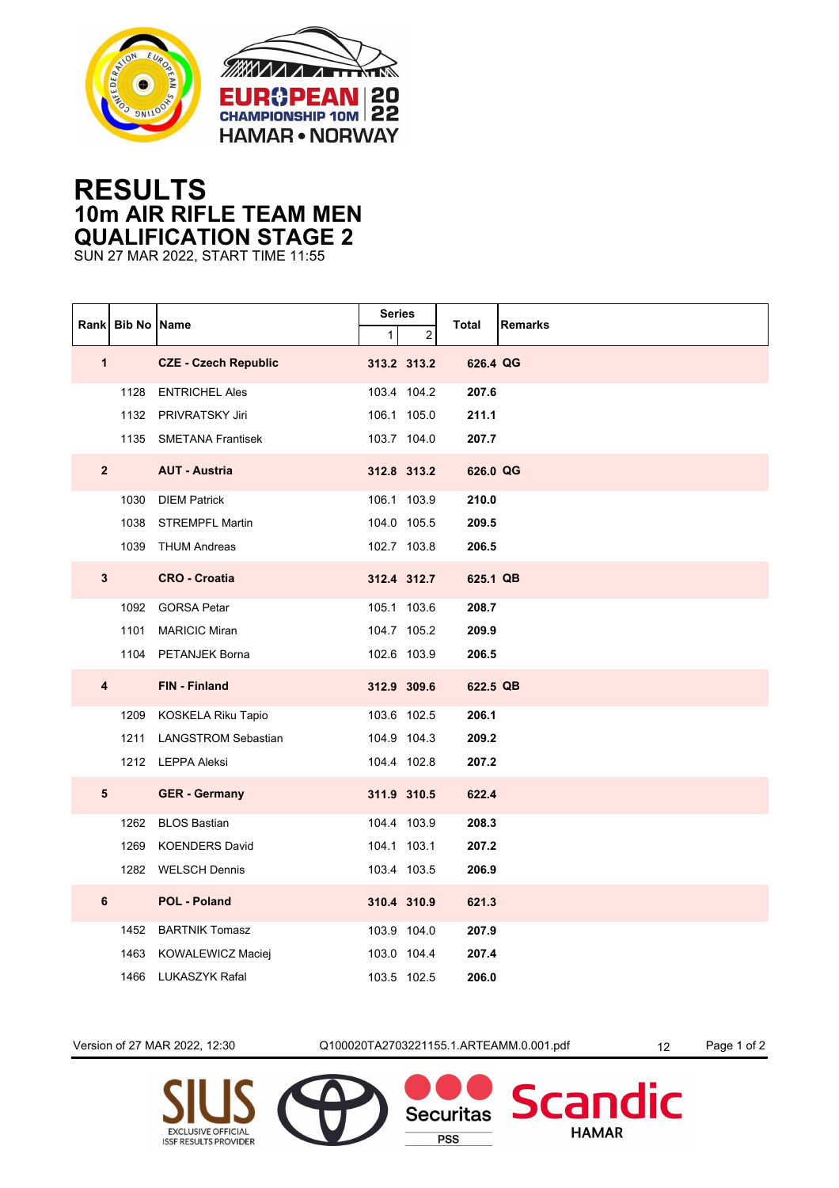# RESULTS

## 10m AIR RIFLE TEAM MEN

## QUALIFICATION STAGE 2

SUN 27 MAR 2022, START TIME 11:55

| Rank | Bib No | Name | Series 1 | Series 2 | Total | Remarks |
|---|---|---|---|---|---|---|
| **1** | | **CZE - Czech Republic** | **313.2** | **313.2** | **626.4** | **QG** |
| | 1128 | ENTRICHEL Ales | 103.4 | 104.2 | **207.6** | |
| | 1132 | PRIVRATSKY Jiri | 106.1 | 105.0 | **211.1** | |
| | 1135 | SMETANA Frantisek | 103.7 | 104.0 | **207.7** | |
| **2** | | **AUT - Austria** | **312.8** | **313.2** | **626.0** | **QG** |
| | 1030 | DIEM Patrick | 106.1 | 103.9 | **210.0** | |
| | 1038 | STREMPFL Martin | 104.0 | 105.5 | **209.5** | |
| | 1039 | THUM Andreas | 102.7 | 103.8 | **206.5** | |
| **3** | | **CRO - Croatia** | **312.4** | **312.7** | **625.1** | **QB** |
| | 1092 | GORSA Petar | 105.1 | 103.6 | **208.7** | |
| | 1101 | MARICIC Miran | 104.7 | 105.2 | **209.9** | |
| | 1104 | PETANJEK Borna | 102.6 | 103.9 | **206.5** | |
| **4** | | **FIN - Finland** | **312.9** | **309.6** | **622.5** | **QB** |
| | 1209 | KOSKELA Riku Tapio | 103.6 | 102.5 | **206.1** | |
| | 1211 | LANGSTROM Sebastian | 104.9 | 104.3 | **209.2** | |
| | 1212 | LEPPA Aleksi | 104.4 | 102.8 | **207.2** | |
| **5** | | **GER - Germany** | **311.9** | **310.5** | **622.4** | |
| | 1262 | BLOS Bastian | 104.4 | 103.9 | **208.3** | |
| | 1269 | KOENDERS David | 104.1 | 103.1 | **207.2** | |
| | 1282 | WELSCH Dennis | 103.4 | 103.5 | **206.9** | |
| **6** | | **POL - Poland** | **310.4** | **310.9** | **621.3** | |
| | 1452 | BARTNIK Tomasz | 103.9 | 104.0 | **207.9** | |
| | 1463 | KOWALEWICZ Maciej | 103.0 | 104.4 | **207.4** | |
| | 1466 | LUKASZYK Rafal | 103.5 | 102.5 | **206.0** | |

Version of 27 MAR 2022, 12:30 Q100020TA2703221155.1.ARTEAMM.0.001.pdf 12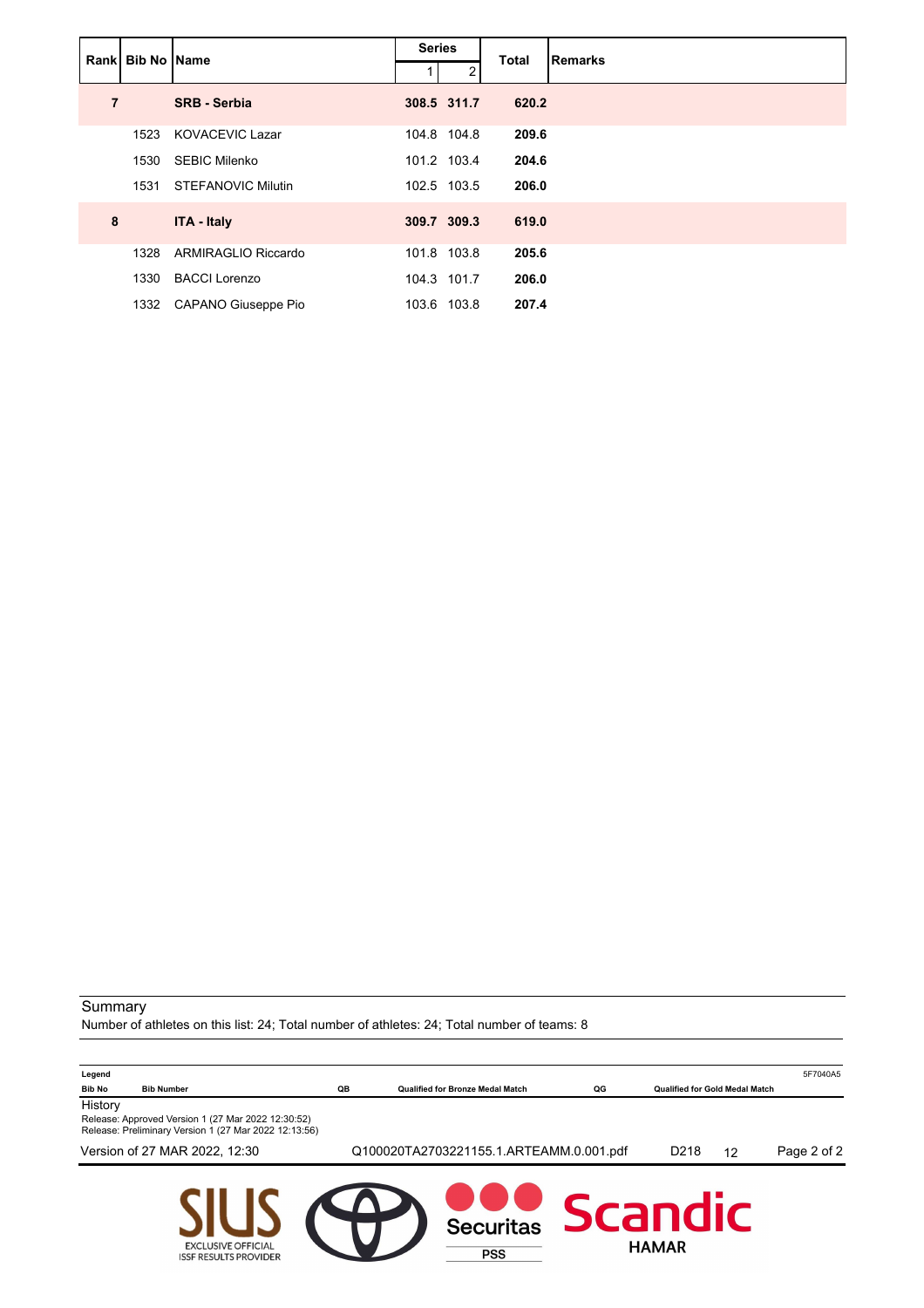| Rank | Bib No | Name | Series | | Total | Remarks |
|---|---|---|---|---|---|---|
| | | | 1 | 2 | | |
| **7** | | **SRB - Serbia** | **308.5** | **311.7** | **620.2** | |
| | 1523 | KOVACEVIC Lazar | 104.8 | 104.8 | **209.6** | |
| | 1530 | SEBIC Milenko | 101.2 | 103.4 | **204.6** | |
| | 1531 | STEFANOVIC Milutin | 102.5 | 103.5 | **206.0** | |
| **8** | | **ITA - Italy** | **309.7** | **309.3** | **619.0** | |
| | 1328 | ARMIRAGLIO Riccardo | 101.8 | 103.8 | **205.6** | |
| | 1330 | BACCI Lorenzo | 104.3 | 101.7 | **206.0** | |
| | 1332 | CAPANO Giuseppe Pio | 103.6 | 103.8 | **207.4** | |

Summary

Number of athletes on this list: 24; Total number of athletes: 24; Total number of teams: 8

**Legend**

| | | | | | |
|---|---|---|---|---|---|
| **Bib No** | **Bib Number** | **QB** | **Qualified for Bronze Medal Match** | **QG** | **Qualified for Gold Medal Match** |

5F7040A5

History

Release: Approved Version 1 (27 Mar 2022 12:30:52)
Release: Preliminary Version 1 (27 Mar 2022 12:13:56)

Version of 27 MAR 2022, 12:30 — Q100020TA2703221155.1.ARTEAMM.0.001.pdf — D218 — 12

SIUS EXCLUSIVE OFFICIAL ISSF RESULTS PROVIDER — Securitas PSS — Scandic HAMAR